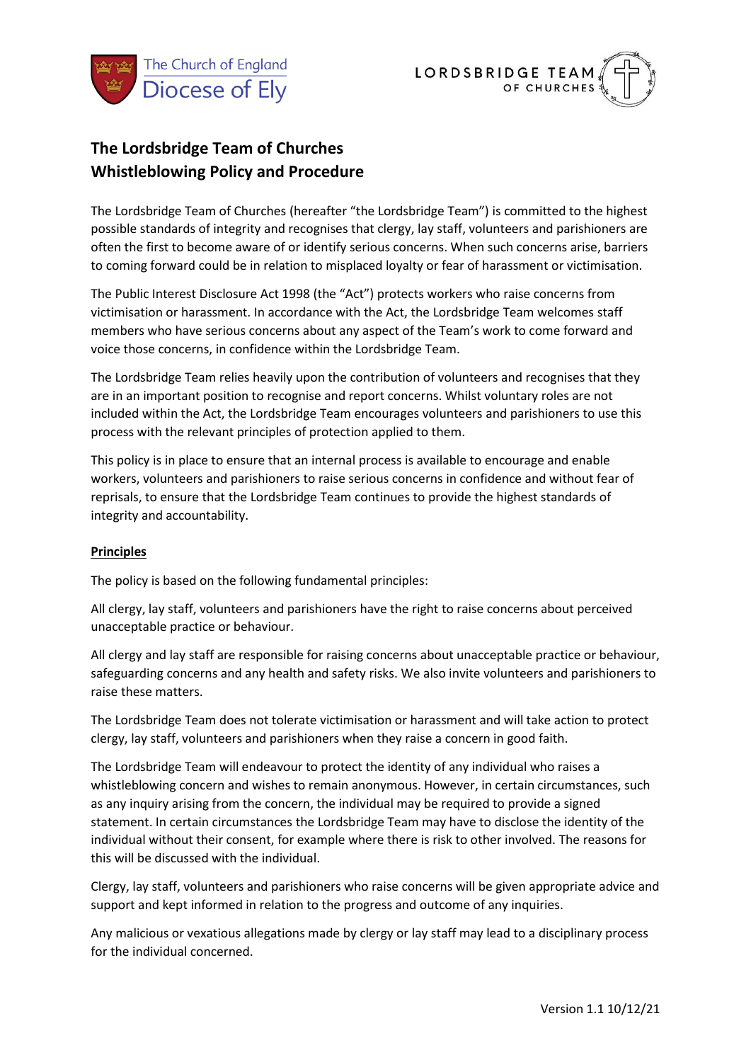# The Lordsbridge Team of Churches
# Whistleblowing Policy and Procedure

The Lordsbridge Team of Churches (hereafter "the Lordsbridge Team") is committed to the highest possible standards of integrity and recognises that clergy, lay staff, volunteers and parishioners are often the first to become aware of or identify serious concerns. When such concerns arise, barriers to coming forward could be in relation to misplaced loyalty or fear of harassment or victimisation.

The Public Interest Disclosure Act 1998 (the "Act") protects workers who raise concerns from victimisation or harassment. In accordance with the Act, the Lordsbridge Team welcomes staff members who have serious concerns about any aspect of the Team's work to come forward and voice those concerns, in confidence within the Lordsbridge Team.

The Lordsbridge Team relies heavily upon the contribution of volunteers and recognises that they are in an important position to recognise and report concerns. Whilst voluntary roles are not included within the Act, the Lordsbridge Team encourages volunteers and parishioners to use this process with the relevant principles of protection applied to them.

This policy is in place to ensure that an internal process is available to encourage and enable workers, volunteers and parishioners to raise serious concerns in confidence and without fear of reprisals, to ensure that the Lordsbridge Team continues to provide the highest standards of integrity and accountability.

## Principles

The policy is based on the following fundamental principles:

All clergy, lay staff, volunteers and parishioners have the right to raise concerns about perceived unacceptable practice or behaviour.

All clergy and lay staff are responsible for raising concerns about unacceptable practice or behaviour, safeguarding concerns and any health and safety risks. We also invite volunteers and parishioners to raise these matters.

The Lordsbridge Team does not tolerate victimisation or harassment and will take action to protect clergy, lay staff, volunteers and parishioners when they raise a concern in good faith.

The Lordsbridge Team will endeavour to protect the identity of any individual who raises a whistleblowing concern and wishes to remain anonymous. However, in certain circumstances, such as any inquiry arising from the concern, the individual may be required to provide a signed statement. In certain circumstances the Lordsbridge Team may have to disclose the identity of the individual without their consent, for example where there is risk to other involved. The reasons for this will be discussed with the individual.

Clergy, lay staff, volunteers and parishioners who raise concerns will be given appropriate advice and support and kept informed in relation to the progress and outcome of any inquiries.

Any malicious or vexatious allegations made by clergy or lay staff may lead to a disciplinary process for the individual concerned.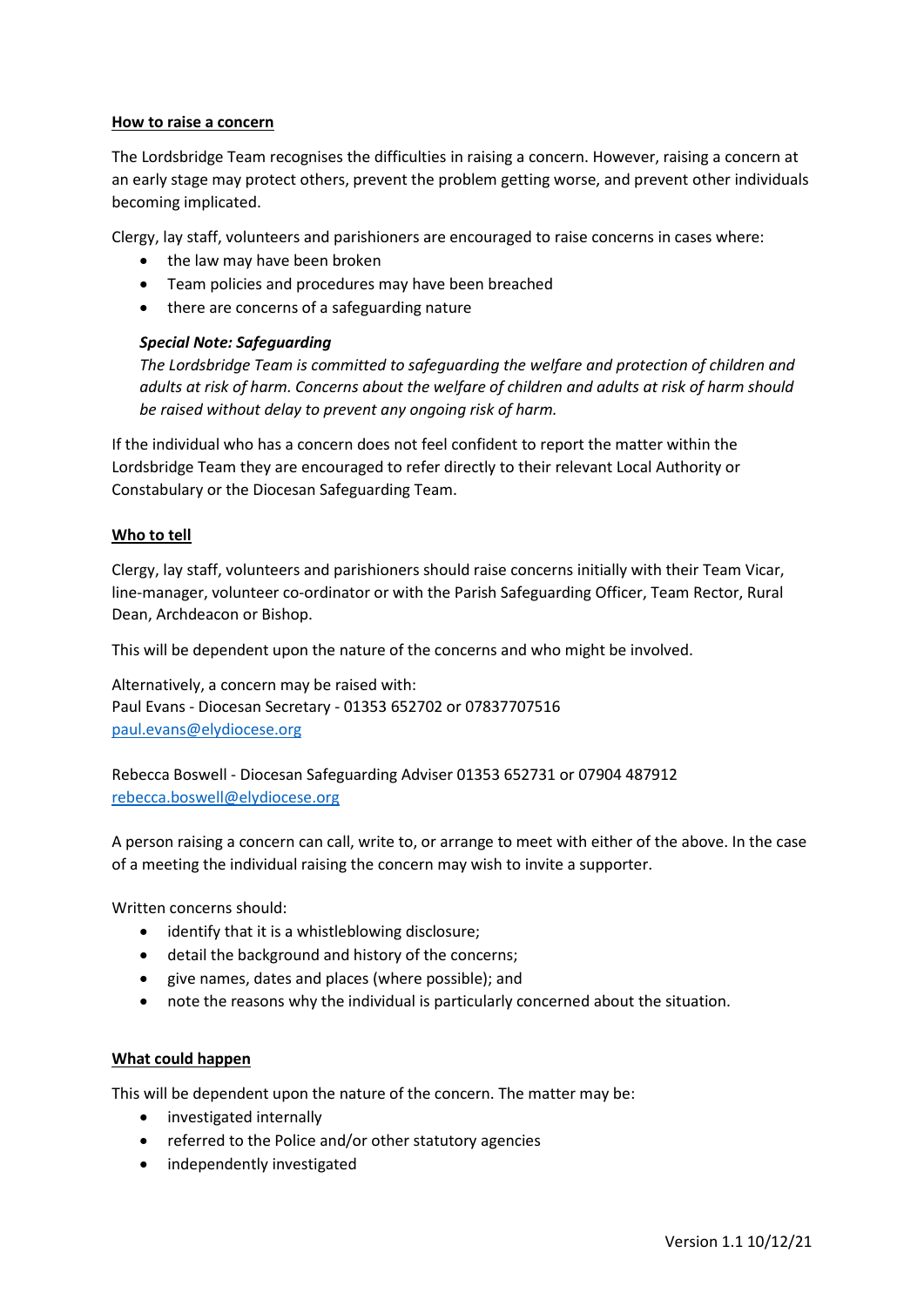**How to raise a concern**

The Lordsbridge Team recognises the difficulties in raising a concern. However, raising a concern at an early stage may protect others, prevent the problem getting worse, and prevent other individuals becoming implicated.

Clergy, lay staff, volunteers and parishioners are encouraged to raise concerns in cases where:

- the law may have been broken
- Team policies and procedures may have been breached
- there are concerns of a safeguarding nature

> ***Special Note: Safeguarding***
> *The Lordsbridge Team is committed to safeguarding the welfare and protection of children and adults at risk of harm. Concerns about the welfare of children and adults at risk of harm should be raised without delay to prevent any ongoing risk of harm.*

If the individual who has a concern does not feel confident to report the matter within the Lordsbridge Team they are encouraged to refer directly to their relevant Local Authority or Constabulary or the Diocesan Safeguarding Team.

**Who to tell**

Clergy, lay staff, volunteers and parishioners should raise concerns initially with their Team Vicar, line-manager, volunteer co-ordinator or with the Parish Safeguarding Officer, Team Rector, Rural Dean, Archdeacon or Bishop.

This will be dependent upon the nature of the concerns and who might be involved.

Alternatively, a concern may be raised with:
Paul Evans - Diocesan Secretary - 01353 652702 or 07837707516
paul.evans@elydiocese.org

Rebecca Boswell - Diocesan Safeguarding Adviser 01353 652731 or 07904 487912
rebecca.boswell@elydiocese.org

A person raising a concern can call, write to, or arrange to meet with either of the above. In the case of a meeting the individual raising the concern may wish to invite a supporter.

Written concerns should:

- identify that it is a whistleblowing disclosure;
- detail the background and history of the concerns;
- give names, dates and places (where possible); and
- note the reasons why the individual is particularly concerned about the situation.

**What could happen**

This will be dependent upon the nature of the concern. The matter may be:

- investigated internally
- referred to the Police and/or other statutory agencies
- independently investigated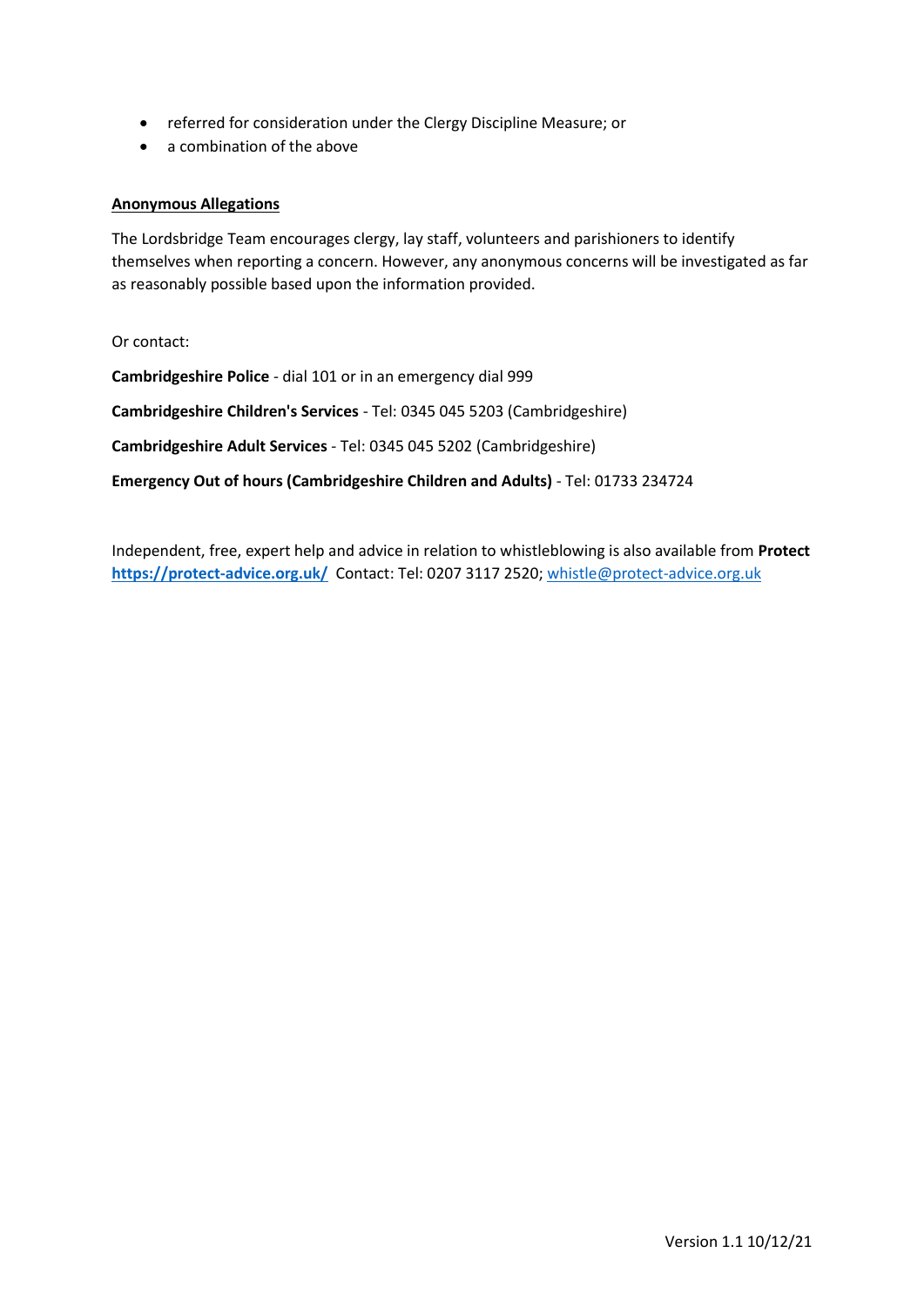- referred for consideration under the Clergy Discipline Measure; or
- a combination of the above

**Anonymous Allegations**

The Lordsbridge Team encourages clergy, lay staff, volunteers and parishioners to identify themselves when reporting a concern. However, any anonymous concerns will be investigated as far as reasonably possible based upon the information provided.

Or contact:

**Cambridgeshire Police** - dial 101 or in an emergency dial 999

**Cambridgeshire Children's Services** - Tel: 0345 045 5203 (Cambridgeshire)

**Cambridgeshire Adult Services** - Tel: 0345 045 5202 (Cambridgeshire)

**Emergency Out of hours (Cambridgeshire Children and Adults)** - Tel: 01733 234724

Independent, free, expert help and advice in relation to whistleblowing is also available from **Protect** **https://protect-advice.org.uk/** Contact: Tel: 0207 3117 2520; whistle@protect-advice.org.uk

Version 1.1 10/12/21